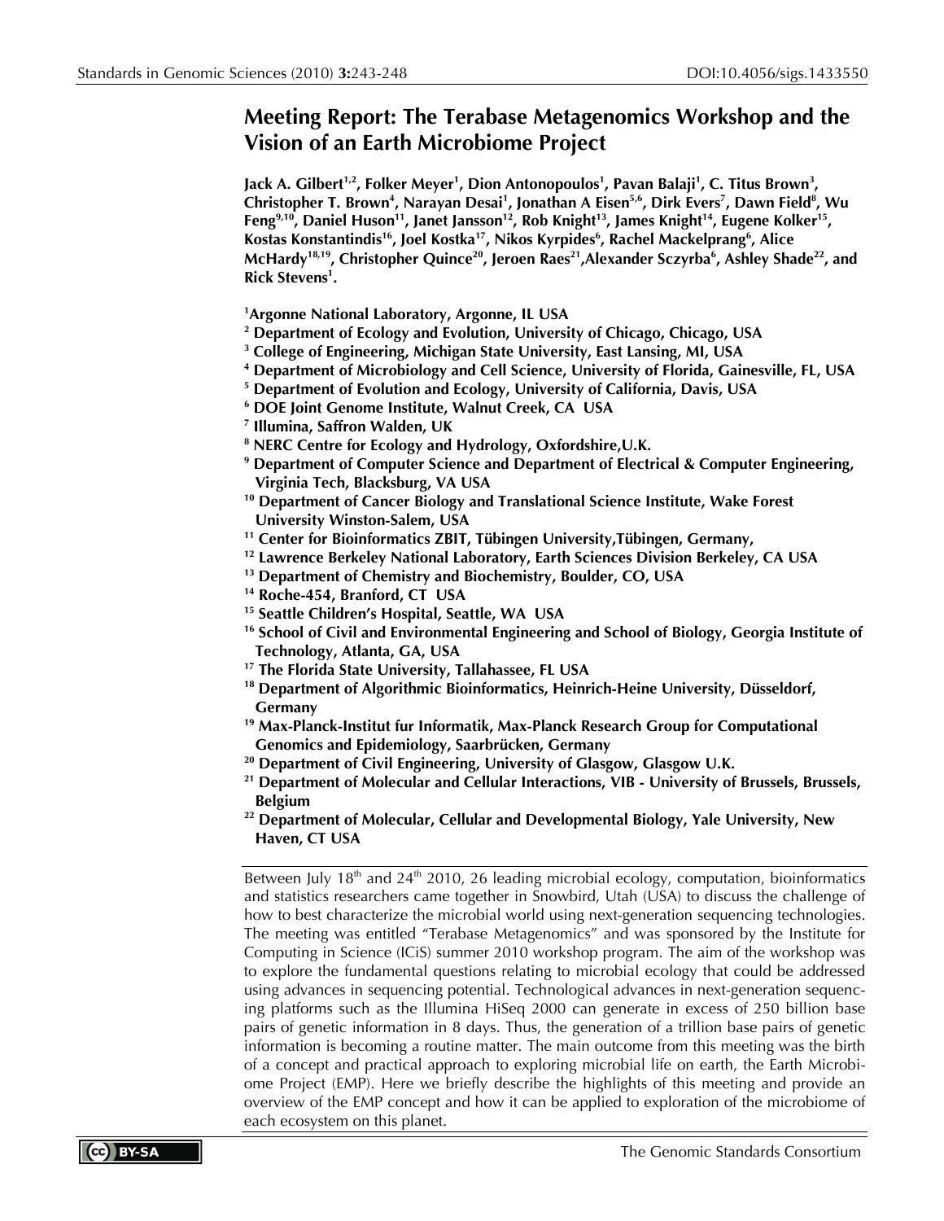# Meeting Report: The Terabase Metagenomics Workshop and the Vision of an Earth Microbiome Project

**Jack A. Gilbert[1,2], Folker Meyer[1], Dion Antonopoulos[1], Pavan Balaji[1], C. Titus Brown[3], Christopher T. Brown[4], Narayan Desai[1], Jonathan A Eisen[5,6], Dirk Evers[7], Dawn Field[8], Wu Feng[9,10], Daniel Huson[11], Janet Jansson[12], Rob Knight[13], James Knight[14], Eugene Kolker[15], Kostas Konstantindis[16], Joel Kostka[17], Nikos Kyrpides[6], Rachel Mackelprang[6], Alice McHardy[18,19], Christopher Quince[20], Jeroen Raes[21], Alexander Sczyrba[6], Ashley Shade[22], and Rick Stevens[1].**

**[1]Argonne National Laboratory, Argonne, IL USA**
**[2] Department of Ecology and Evolution, University of Chicago, Chicago, USA**
**[3] College of Engineering, Michigan State University, East Lansing, MI, USA**
**[4] Department of Microbiology and Cell Science, University of Florida, Gainesville, FL, USA**
**[5] Department of Evolution and Ecology, University of California, Davis, USA**
**[6] DOE Joint Genome Institute, Walnut Creek, CA USA**
**[7] Illumina, Saffron Walden, UK**
**[8] NERC Centre for Ecology and Hydrology, Oxfordshire,U.K.**
**[9] Department of Computer Science and Department of Electrical & Computer Engineering, Virginia Tech, Blacksburg, VA USA**
**[10] Department of Cancer Biology and Translational Science Institute, Wake Forest University Winston-Salem, USA**
**[11] Center for Bioinformatics ZBIT, Tübingen University,Tübingen, Germany,**
**[12] Lawrence Berkeley National Laboratory, Earth Sciences Division Berkeley, CA USA**
**[13] Department of Chemistry and Biochemistry, Boulder, CO, USA**
**[14] Roche-454, Branford, CT USA**
**[15] Seattle Children's Hospital, Seattle, WA USA**
**[16] School of Civil and Environmental Engineering and School of Biology, Georgia Institute of Technology, Atlanta, GA, USA**
**[17] The Florida State University, Tallahassee, FL USA**
**[18] Department of Algorithmic Bioinformatics, Heinrich-Heine University, Düsseldorf, Germany**
**[19] Max-Planck-Institut fur Informatik, Max-Planck Research Group for Computational Genomics and Epidemiology, Saarbrücken, Germany**
**[20] Department of Civil Engineering, University of Glasgow, Glasgow U.K.**
**[21] Department of Molecular and Cellular Interactions, VIB - University of Brussels, Brussels, Belgium**
**[22] Department of Molecular, Cellular and Developmental Biology, Yale University, New Haven, CT USA**

Between July 18th and 24th 2010, 26 leading microbial ecology, computation, bioinformatics and statistics researchers came together in Snowbird, Utah (USA) to discuss the challenge of how to best characterize the microbial world using next-generation sequencing technologies. The meeting was entitled "Terabase Metagenomics" and was sponsored by the Institute for Computing in Science (ICiS) summer 2010 workshop program. The aim of the workshop was to explore the fundamental questions relating to microbial ecology that could be addressed using advances in sequencing potential. Technological advances in next-generation sequencing platforms such as the Illumina HiSeq 2000 can generate in excess of 250 billion base pairs of genetic information in 8 days. Thus, the generation of a trillion base pairs of genetic information is becoming a routine matter. The main outcome from this meeting was the birth of a concept and practical approach to exploring microbial life on earth, the Earth Microbiome Project (EMP). Here we briefly describe the highlights of this meeting and provide an overview of the EMP concept and how it can be applied to exploration of the microbiome of each ecosystem on this planet.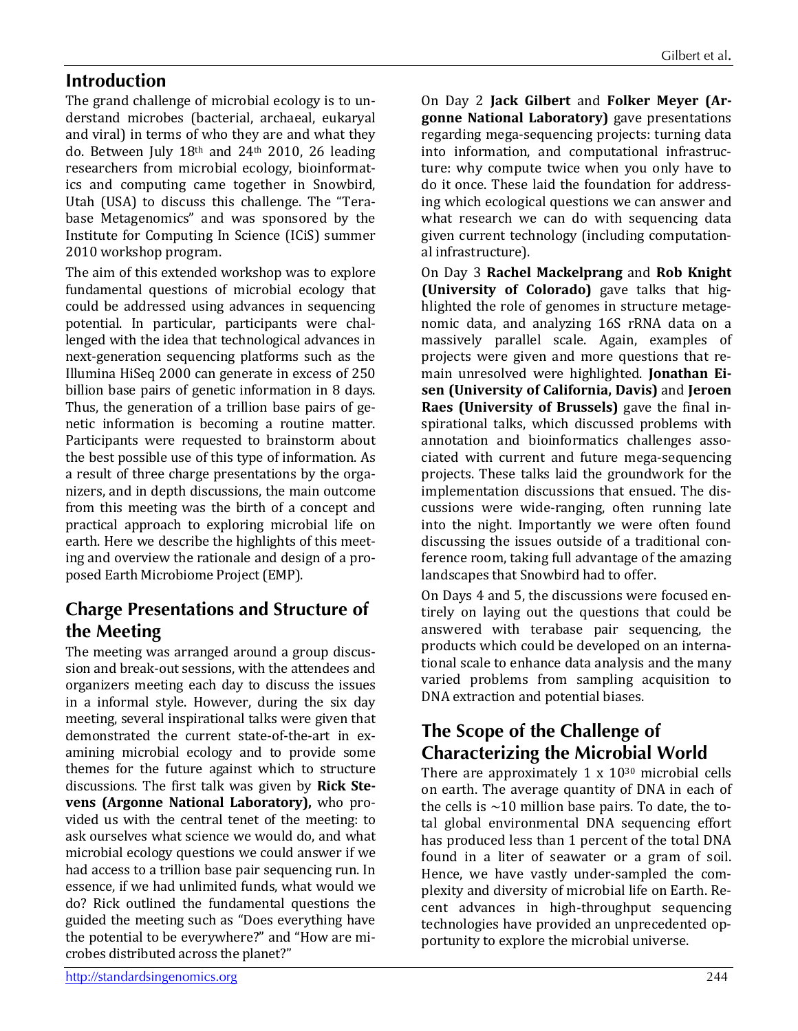## Introduction

The grand challenge of microbial ecology is to understand microbes (bacterial, archaeal, eukaryal and viral) in terms of who they are and what they do. Between July 18th and 24th 2010, 26 leading researchers from microbial ecology, bioinformatics and computing came together in Snowbird, Utah (USA) to discuss this challenge. The "Terabase Metagenomics" and was sponsored by the Institute for Computing In Science (ICiS) summer 2010 workshop program.

The aim of this extended workshop was to explore fundamental questions of microbial ecology that could be addressed using advances in sequencing potential. In particular, participants were challenged with the idea that technological advances in next-generation sequencing platforms such as the Illumina HiSeq 2000 can generate in excess of 250 billion base pairs of genetic information in 8 days. Thus, the generation of a trillion base pairs of genetic information is becoming a routine matter. Participants were requested to brainstorm about the best possible use of this type of information. As a result of three charge presentations by the organizers, and in depth discussions, the main outcome from this meeting was the birth of a concept and practical approach to exploring microbial life on earth. Here we describe the highlights of this meeting and overview the rationale and design of a proposed Earth Microbiome Project (EMP).

## Charge Presentations and Structure of the Meeting

The meeting was arranged around a group discussion and break-out sessions, with the attendees and organizers meeting each day to discuss the issues in a informal style. However, during the six day meeting, several inspirational talks were given that demonstrated the current state-of-the-art in examining microbial ecology and to provide some themes for the future against which to structure discussions. The first talk was given by **Rick Stevens (Argonne National Laboratory),** who provided us with the central tenet of the meeting: to ask ourselves what science we would do, and what microbial ecology questions we could answer if we had access to a trillion base pair sequencing run. In essence, if we had unlimited funds, what would we do? Rick outlined the fundamental questions the guided the meeting such as "Does everything have the potential to be everywhere?" and "How are microbes distributed across the planet?"

On Day 2 **Jack Gilbert** and **Folker Meyer (Argonne National Laboratory)** gave presentations regarding mega-sequencing projects: turning data into information, and computational infrastructure: why compute twice when you only have to do it once. These laid the foundation for addressing which ecological questions we can answer and what research we can do with sequencing data given current technology (including computational infrastructure).

On Day 3 **Rachel Mackelprang** and **Rob Knight (University of Colorado)** gave talks that highlighted the role of genomes in structure metagenomic data, and analyzing 16S rRNA data on a massively parallel scale. Again, examples of projects were given and more questions that remain unresolved were highlighted. **Jonathan Eisen (University of California, Davis)** and **Jeroen Raes (University of Brussels)** gave the final inspirational talks, which discussed problems with annotation and bioinformatics challenges associated with current and future mega-sequencing projects. These talks laid the groundwork for the implementation discussions that ensued. The discussions were wide-ranging, often running late into the night. Importantly we were often found discussing the issues outside of a traditional conference room, taking full advantage of the amazing landscapes that Snowbird had to offer.

On Days 4 and 5, the discussions were focused entirely on laying out the questions that could be answered with terabase pair sequencing, the products which could be developed on an international scale to enhance data analysis and the many varied problems from sampling acquisition to DNA extraction and potential biases.

## The Scope of the Challenge of Characterizing the Microbial World

There are approximately $1 \times 10^{30}$ microbial cells on earth. The average quantity of DNA in each of the cells is ~10 million base pairs. To date, the total global environmental DNA sequencing effort has produced less than 1 percent of the total DNA found in a liter of seawater or a gram of soil. Hence, we have vastly under-sampled the complexity and diversity of microbial life on Earth. Recent advances in high-throughput sequencing technologies have provided an unprecedented opportunity to explore the microbial universe.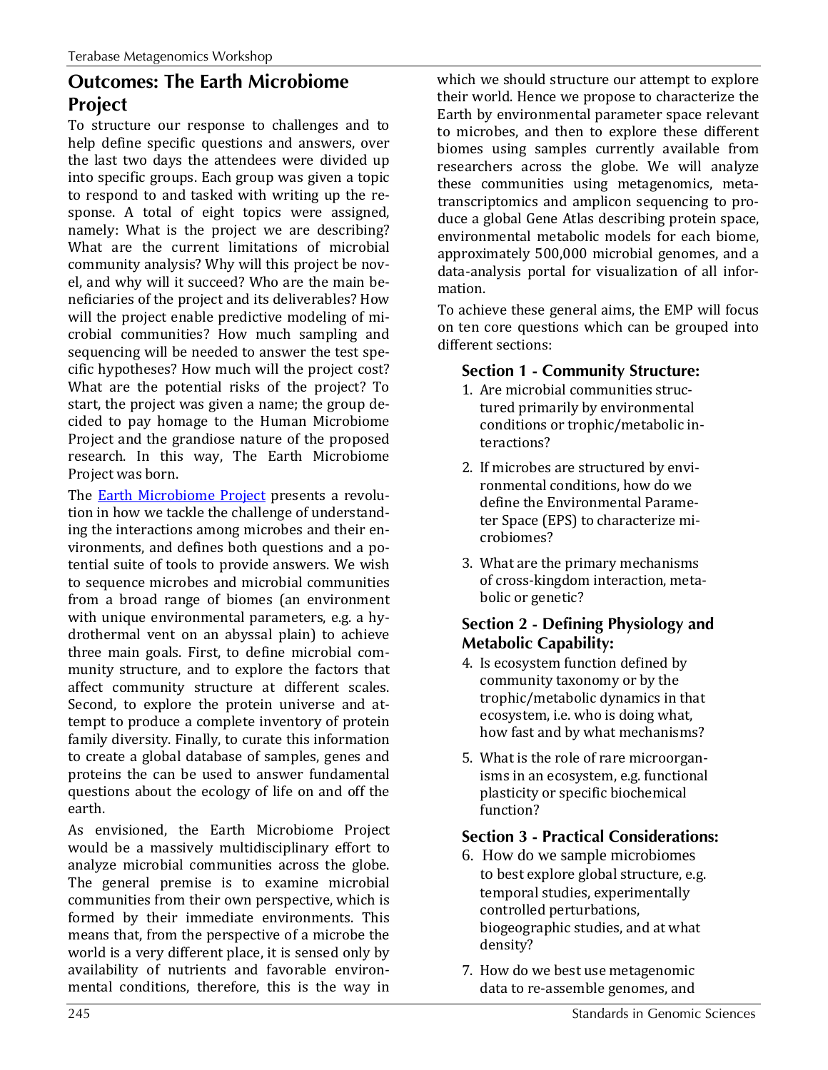## Outcomes: The Earth Microbiome Project

To structure our response to challenges and to help define specific questions and answers, over the last two days the attendees were divided up into specific groups. Each group was given a topic to respond to and tasked with writing up the response. A total of eight topics were assigned, namely: What is the project we are describing? What are the current limitations of microbial community analysis? Why will this project be novel, and why will it succeed? Who are the main beneficiaries of the project and its deliverables? How will the project enable predictive modeling of microbial communities? How much sampling and sequencing will be needed to answer the test specific hypotheses? How much will the project cost? What are the potential risks of the project? To start, the project was given a name; the group decided to pay homage to the Human Microbiome Project and the grandiose nature of the proposed research. In this way, The Earth Microbiome Project was born.

The Earth Microbiome Project presents a revolution in how we tackle the challenge of understanding the interactions among microbes and their environments, and defines both questions and a potential suite of tools to provide answers. We wish to sequence microbes and microbial communities from a broad range of biomes (an environment with unique environmental parameters, e.g. a hydrothermal vent on an abyssal plain) to achieve three main goals. First, to define microbial community structure, and to explore the factors that affect community structure at different scales. Second, to explore the protein universe and attempt to produce a complete inventory of protein family diversity. Finally, to curate this information to create a global database of samples, genes and proteins the can be used to answer fundamental questions about the ecology of life on and off the earth.

As envisioned, the Earth Microbiome Project would be a massively multidisciplinary effort to analyze microbial communities across the globe. The general premise is to examine microbial communities from their own perspective, which is formed by their immediate environments. This means that, from the perspective of a microbe the world is a very different place, it is sensed only by availability of nutrients and favorable environmental conditions, therefore, this is the way in which we should structure our attempt to explore their world. Hence we propose to characterize the Earth by environmental parameter space relevant to microbes, and then to explore these different biomes using samples currently available from researchers across the globe. We will analyze these communities using metagenomics, metatranscriptomics and amplicon sequencing to produce a global Gene Atlas describing protein space, environmental metabolic models for each biome, approximately 500,000 microbial genomes, and a data-analysis portal for visualization of all information.

To achieve these general aims, the EMP will focus on ten core questions which can be grouped into different sections:

### Section 1 - Community Structure:

1. Are microbial communities structured primarily by environmental conditions or trophic/metabolic interactions?
2. If microbes are structured by environmental conditions, how do we define the Environmental Parameter Space (EPS) to characterize microbiomes?
3. What are the primary mechanisms of cross-kingdom interaction, metabolic or genetic?

### Section 2 - Defining Physiology and Metabolic Capability:

4. Is ecosystem function defined by community taxonomy or by the trophic/metabolic dynamics in that ecosystem, i.e. who is doing what, how fast and by what mechanisms?
5. What is the role of rare microorganisms in an ecosystem, e.g. functional plasticity or specific biochemical function?

### Section 3 - Practical Considerations:

6. How do we sample microbiomes to best explore global structure, e.g. temporal studies, experimentally controlled perturbations, biogeographic studies, and at what density?
7. How do we best use metagenomic data to re-assemble genomes, and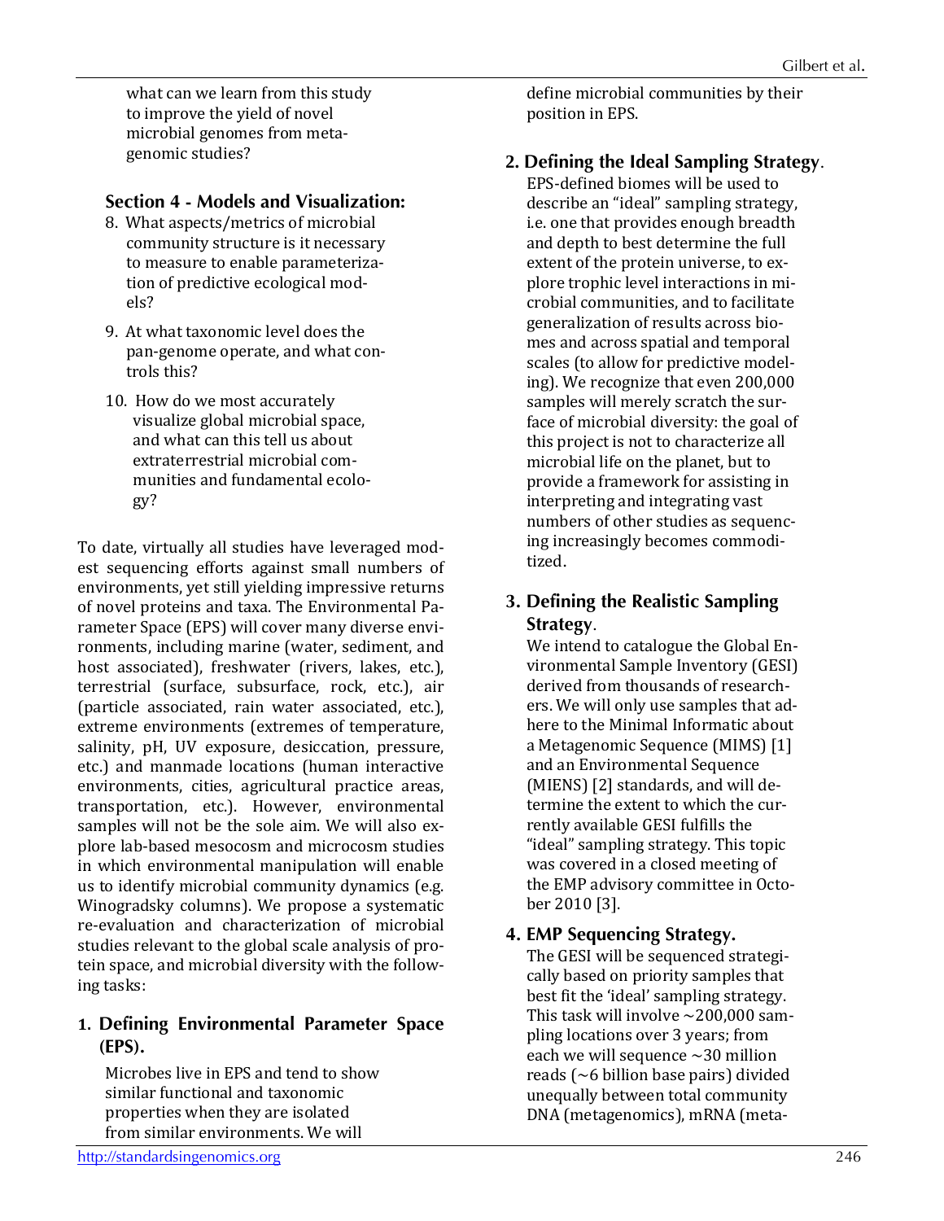what can we learn from this study to improve the yield of novel microbial genomes from metagenomic studies?

### Section 4 - Models and Visualization:

8. What aspects/metrics of microbial community structure is it necessary to measure to enable parameterization of predictive ecological models?
9. At what taxonomic level does the pan-genome operate, and what controls this?
10. How do we most accurately visualize global microbial space, and what can this tell us about extraterrestrial microbial communities and fundamental ecology?

To date, virtually all studies have leveraged modest sequencing efforts against small numbers of environments, yet still yielding impressive returns of novel proteins and taxa. The Environmental Parameter Space (EPS) will cover many diverse environments, including marine (water, sediment, and host associated), freshwater (rivers, lakes, etc.), terrestrial (surface, subsurface, rock, etc.), air (particle associated, rain water associated, etc.), extreme environments (extremes of temperature, salinity, pH, UV exposure, desiccation, pressure, etc.) and manmade locations (human interactive environments, cities, agricultural practice areas, transportation, etc.). However, environmental samples will not be the sole aim. We will also explore lab-based mesocosm and microcosm studies in which environmental manipulation will enable us to identify microbial community dynamics (e.g. Winogradsky columns). We propose a systematic re-evaluation and characterization of microbial studies relevant to the global scale analysis of protein space, and microbial diversity with the following tasks:

1. **Defining Environmental Parameter Space (EPS).**
   Microbes live in EPS and tend to show similar functional and taxonomic properties when they are isolated from similar environments. We will define microbial communities by their position in EPS.

2. **Defining the Ideal Sampling Strategy**.
   EPS-defined biomes will be used to describe an "ideal" sampling strategy, i.e. one that provides enough breadth and depth to best determine the full extent of the protein universe, to explore trophic level interactions in microbial communities, and to facilitate generalization of results across biomes and across spatial and temporal scales (to allow for predictive modeling). We recognize that even 200,000 samples will merely scratch the surface of microbial diversity: the goal of this project is not to characterize all microbial life on the planet, but to provide a framework for assisting in interpreting and integrating vast numbers of other studies as sequencing increasingly becomes commoditized.

3. **Defining the Realistic Sampling Strategy**.
   We intend to catalogue the Global Environmental Sample Inventory (GESI) derived from thousands of researchers. We will only use samples that adhere to the Minimal Informatic about a Metagenomic Sequence (MIMS) [1] and an Environmental Sequence (MIENS) [2] standards, and will determine the extent to which the currently available GESI fulfills the "ideal" sampling strategy. This topic was covered in a closed meeting of the EMP advisory committee in October 2010 [3].

4. **EMP Sequencing Strategy.**
   The GESI will be sequenced strategically based on priority samples that best fit the 'ideal' sampling strategy. This task will involve ~200,000 sampling locations over 3 years; from each we will sequence ~30 million reads (~6 billion base pairs) divided unequally between total community DNA (metagenomics), mRNA (meta-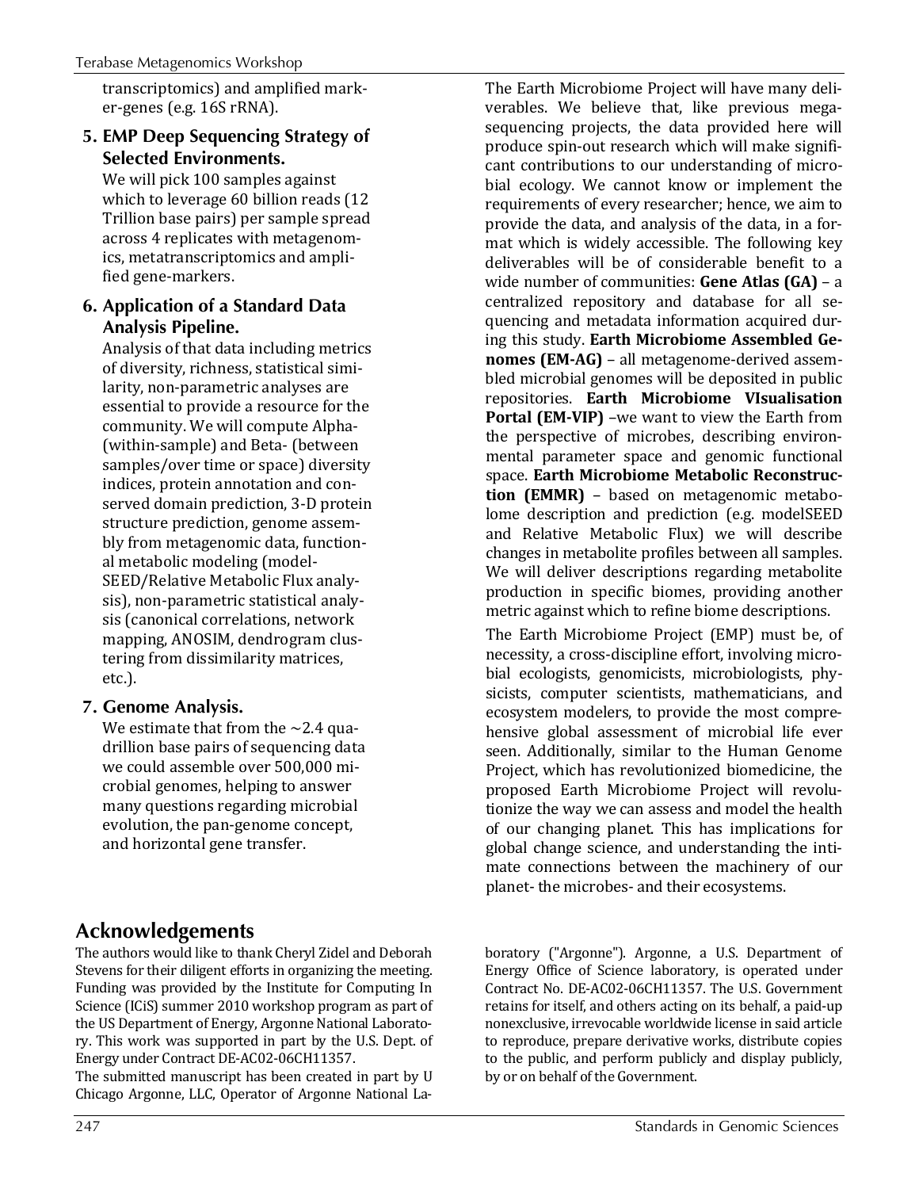transcriptomics) and amplified marker-genes (e.g. 16S rRNA).

5. **EMP Deep Sequencing Strategy of Selected Environments.**
   We will pick 100 samples against which to leverage 60 billion reads (12 Trillion base pairs) per sample spread across 4 replicates with metagenomics, metatranscriptomics and amplified gene-markers.

6. **Application of a Standard Data Analysis Pipeline.**
   Analysis of that data including metrics of diversity, richness, statistical similarity, non-parametric analyses are essential to provide a resource for the community. We will compute Alpha- (within-sample) and Beta- (between samples/over time or space) diversity indices, protein annotation and conserved domain prediction, 3-D protein structure prediction, genome assembly from metagenomic data, functional metabolic modeling (model-SEED/Relative Metabolic Flux analysis), non-parametric statistical analysis (canonical correlations, network mapping, ANOSIM, dendrogram clustering from dissimilarity matrices, etc.).

7. **Genome Analysis.**
   We estimate that from the ~2.4 quadrillion base pairs of sequencing data we could assemble over 500,000 microbial genomes, helping to answer many questions regarding microbial evolution, the pan-genome concept, and horizontal gene transfer.

The Earth Microbiome Project will have many deliverables. We believe that, like previous mega-sequencing projects, the data provided here will produce spin-out research which will make significant contributions to our understanding of microbial ecology. We cannot know or implement the requirements of every researcher; hence, we aim to provide the data, and analysis of the data, in a format which is widely accessible. The following key deliverables will be of considerable benefit to a wide number of communities: **Gene Atlas (GA)** – a centralized repository and database for all sequencing and metadata information acquired during this study. **Earth Microbiome Assembled Genomes (EM-AG)** – all metagenome-derived assembled microbial genomes will be deposited in public repositories. **Earth Microbiome VIsualisation Portal (EM-VIP)** –we want to view the Earth from the perspective of microbes, describing environmental parameter space and genomic functional space. **Earth Microbiome Metabolic Reconstruction (EMMR)** – based on metagenomic metabolome description and prediction (e.g. modelSEED and Relative Metabolic Flux) we will describe changes in metabolite profiles between all samples. We will deliver descriptions regarding metabolite production in specific biomes, providing another metric against which to refine biome descriptions.

The Earth Microbiome Project (EMP) must be, of necessity, a cross-discipline effort, involving microbial ecologists, genomicists, microbiologists, physicists, computer scientists, mathematicians, and ecosystem modelers, to provide the most comprehensive global assessment of microbial life ever seen. Additionally, similar to the Human Genome Project, which has revolutionized biomedicine, the proposed Earth Microbiome Project will revolutionize the way we can assess and model the health of our changing planet. This has implications for global change science, and understanding the intimate connections between the machinery of our planet- the microbes- and their ecosystems.

## Acknowledgements

The authors would like to thank Cheryl Zidel and Deborah Stevens for their diligent efforts in organizing the meeting. Funding was provided by the Institute for Computing In Science (ICiS) summer 2010 workshop program as part of the US Department of Energy, Argonne National Laboratory. This work was supported in part by the U.S. Dept. of Energy under Contract DE-AC02-06CH11357.

The submitted manuscript has been created in part by U Chicago Argonne, LLC, Operator of Argonne National Laboratory ("Argonne"). Argonne, a U.S. Department of Energy Office of Science laboratory, is operated under Contract No. DE-AC02-06CH11357. The U.S. Government retains for itself, and others acting on its behalf, a paid-up nonexclusive, irrevocable worldwide license in said article to reproduce, prepare derivative works, distribute copies to the public, and perform publicly and display publicly, by or on behalf of the Government.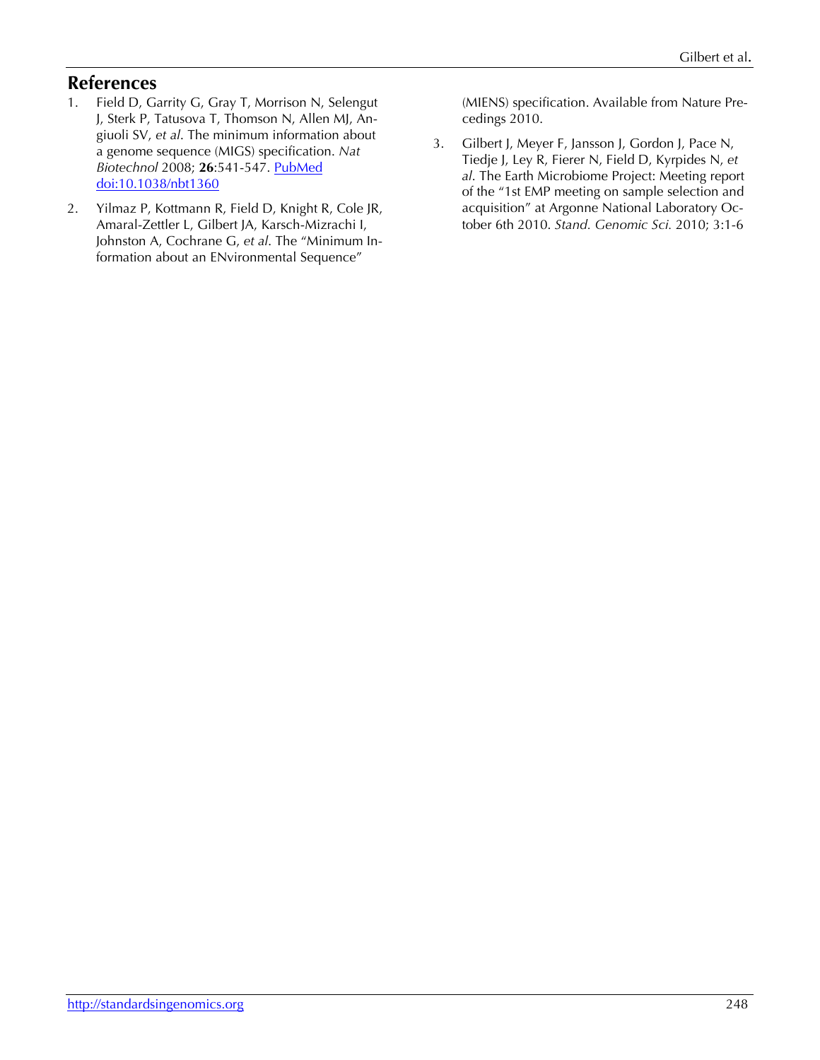## References

1. Field D, Garrity G, Gray T, Morrison N, Selengut J, Sterk P, Tatusova T, Thomson N, Allen MJ, Angiuoli SV, *et al*. The minimum information about a genome sequence (MIGS) specification. *Nat Biotechnol* 2008; **26**:541-547. PubMed doi:10.1038/nbt1360

2. Yilmaz P, Kottmann R, Field D, Knight R, Cole JR, Amaral-Zettler L, Gilbert JA, Karsch-Mizrachi I, Johnston A, Cochrane G, *et al*. The "Minimum Information about an ENvironmental Sequence" (MIENS) specification. Available from Nature Precedings 2010.

3. Gilbert J, Meyer F, Jansson J, Gordon J, Pace N, Tiedje J, Ley R, Fierer N, Field D, Kyrpides N, *et al*. The Earth Microbiome Project: Meeting report of the "1st EMP meeting on sample selection and acquisition" at Argonne National Laboratory October 6th 2010. *Stand. Genomic Sci.* 2010; 3:1-6